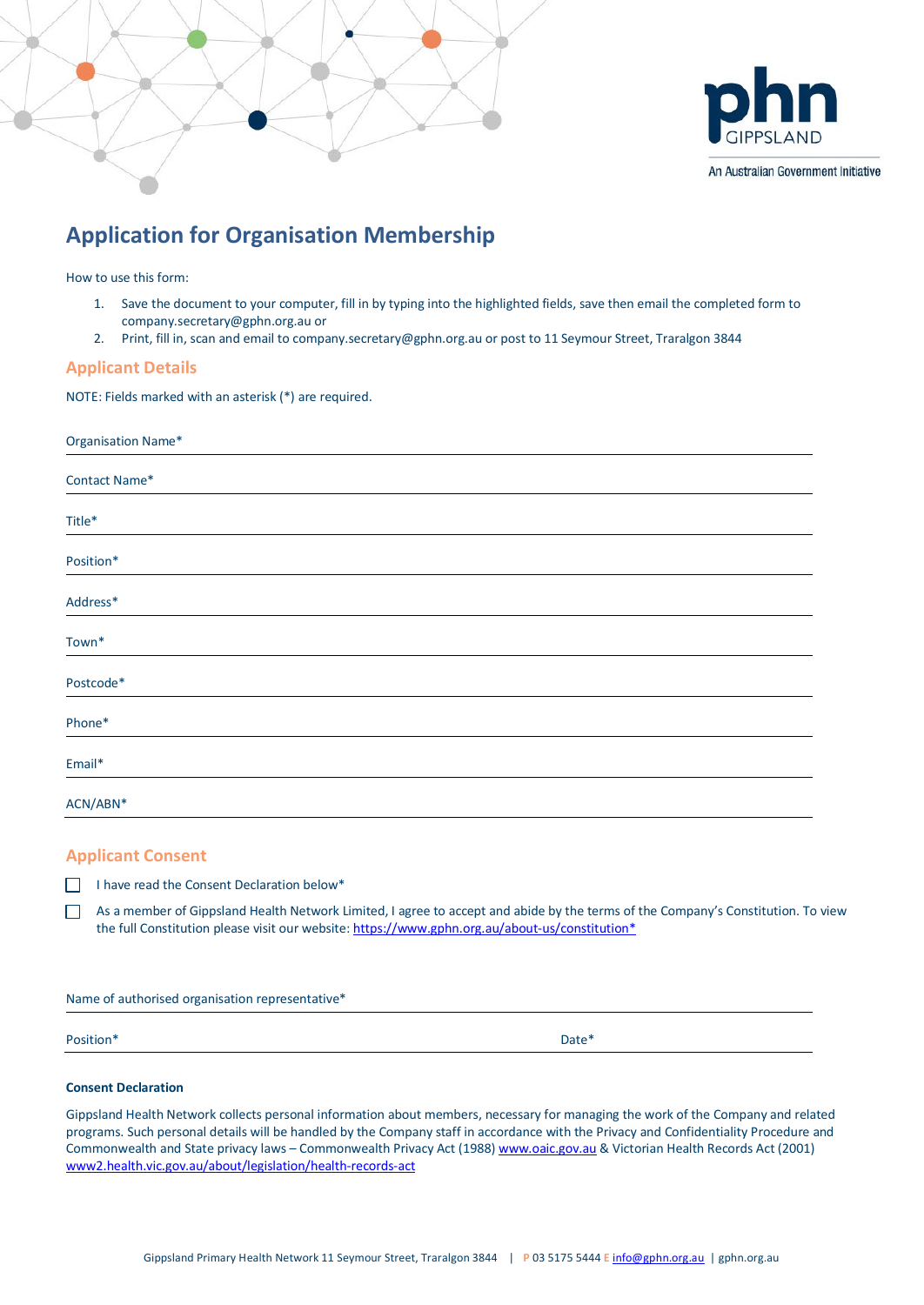phn GIPPSLAND

An Australian Government Initiative

# Application for Organisation Membership

How to use this form:

1. Save the document to your computer, fill in by typing into the highlighted fields, save then email the completed form to company.secretary@gphn.org.au or
2. Print, fill in, scan and email to company.secretary@gphn.org.au or post to 11 Seymour Street, Traralgon 3844

## Applicant Details

NOTE: Fields marked with an asterisk (*) are required.

Organisation Name* ____________________

Contact Name* ____________________

Title* ____________________

Position* ____________________

Address* ____________________

Town* ____________________

Postcode* ____________________

Phone* ____________________

Email* ____________________

ACN/ABN* ____________________

## Applicant Consent

☐ I have read the Consent Declaration below*

☐ As a member of Gippsland Health Network Limited, I agree to accept and abide by the terms of the Company's Constitution. To view the full Constitution please visit our website: https://www.gphn.org.au/about-us/constitution*

Name of authorised organisation representative* ____________________

Position* ____________________ Date* ____________________

**Consent Declaration**

Gippsland Health Network collects personal information about members, necessary for managing the work of the Company and related programs. Such personal details will be handled by the Company staff in accordance with the Privacy and Confidentiality Procedure and Commonwealth and State privacy laws – Commonwealth Privacy Act (1988) www.oaic.gov.au & Victorian Health Records Act (2001) www2.health.vic.gov.au/about/legislation/health-records-act

Gippsland Primary Health Network 11 Seymour Street, Traralgon 3844 | P 03 5175 5444 E info@gphn.org.au | gphn.org.au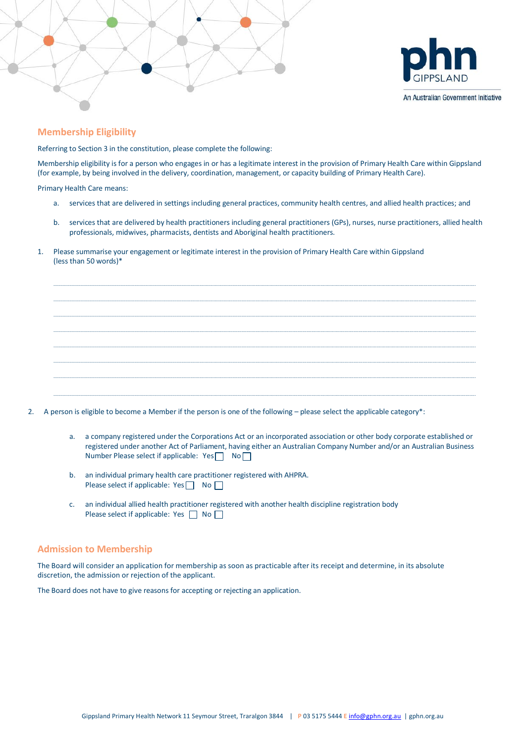## Membership Eligibility

Referring to Section 3 in the constitution, please complete the following:

Membership eligibility is for a person who engages in or has a legitimate interest in the provision of Primary Health Care within Gippsland (for example, by being involved in the delivery, coordination, management, or capacity building of Primary Health Care).

Primary Health Care means:

a. services that are delivered in settings including general practices, community health centres, and allied health practices; and

b. services that are delivered by health practitioners including general practitioners (GPs), nurses, nurse practitioners, allied health professionals, midwives, pharmacists, dentists and Aboriginal health practitioners.

1. Please summarise your engagement or legitimate interest in the provision of Primary Health Care within Gippsland (less than 50 words)*

..............................................................................................................................................

..............................................................................................................................................

..............................................................................................................................................

..............................................................................................................................................

..............................................................................................................................................

..............................................................................................................................................

..............................................................................................................................................

..............................................................................................................................................

2. A person is eligible to become a Member if the person is one of the following – please select the applicable category*:

   a. a company registered under the Corporations Act or an incorporated association or other body corporate established or registered under another Act of Parliament, having either an Australian Company Number and/or an Australian Business Number Please select if applicable: Yes ☐ No ☐

   b. an individual primary health care practitioner registered with AHPRA.
   Please select if applicable: Yes ☐ No ☐

   c. an individual allied health practitioner registered with another health discipline registration body
   Please select if applicable: Yes ☐ No ☐

## Admission to Membership

The Board will consider an application for membership as soon as practicable after its receipt and determine, in its absolute discretion, the admission or rejection of the applicant.

The Board does not have to give reasons for accepting or rejecting an application.